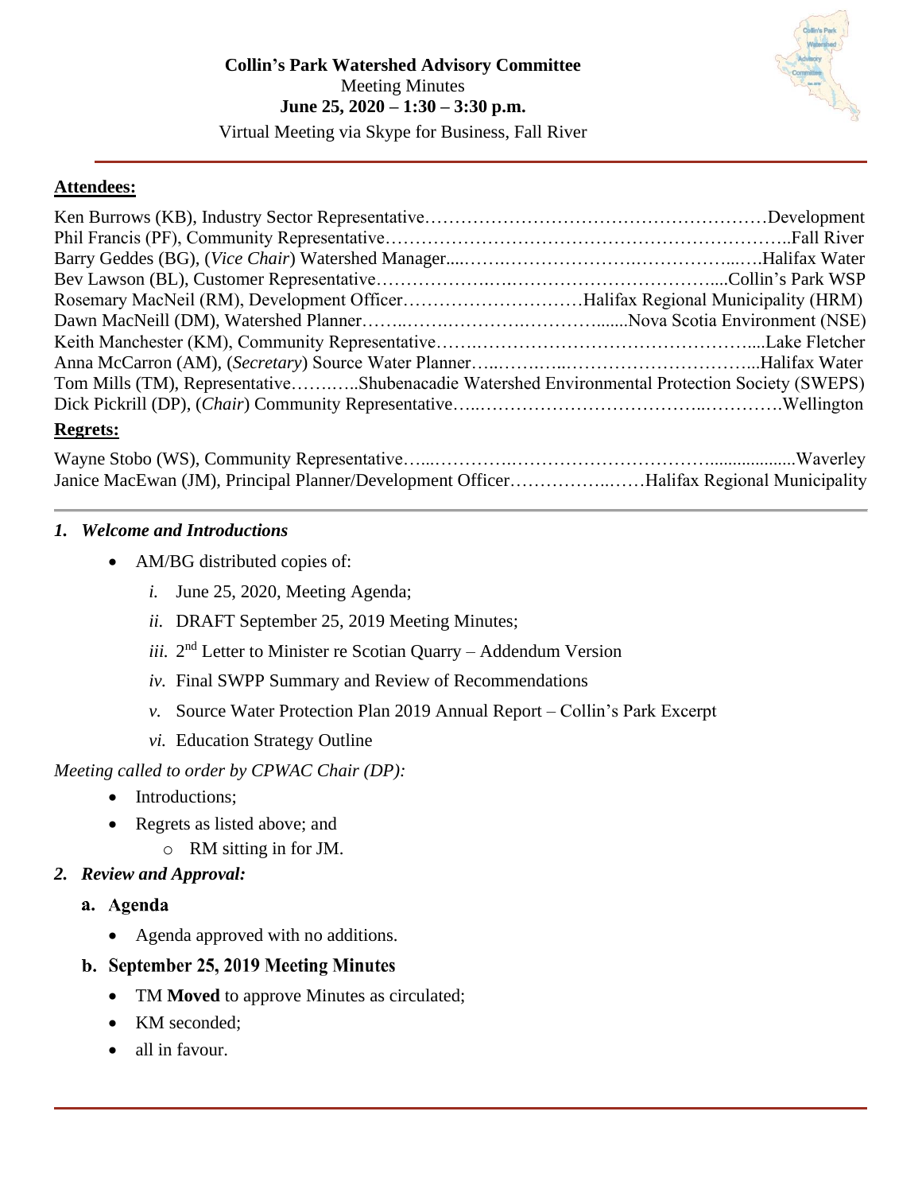**Collin's Park Watershed Advisory Committee**
Meeting Minutes
**June 25, 2020 – 1:30 – 3:30 p.m.**
Virtual Meeting via Skype for Business, Fall River

---

**Attendees:**

Ken Burrows (KB), Industry Sector Representative……………………………………………………Development
Phil Francis (PF), Community Representative…………………………………………………………..Fall River
Barry Geddes (BG), (*Vice Chair*) Watershed Manager....…….…………………..……………...….Halifax Water
Bev Lawson (BL), Customer Representative…………………..…………………………….....Collin's Park WSP
Rosemary MacNeil (RM), Development Officer…………………………Halifax Regional Municipality (HRM)
Dawn MacNeill (DM), Watershed Planner……..…….………….………......Nova Scotia Environment (NSE)
Keith Manchester (KM), Community Representative…….…………………………………….....Lake Fletcher
Anna McCarron (AM), (*Secretary*) Source Water Planner…..……..…..…………………………...Halifax Water
Tom Mills (TM), Representative……..…..Shubenacadie Watershed Environmental Protection Society (SWEPS)
Dick Pickrill (DP), (*Chair*) Community Representative…..…………………………..………….Wellington

**Regrets:**

Wayne Stobo (WS), Community Representative…..…………..…………………………...................Waverley
Janice MacEwan (JM), Principal Planner/Development Officer……………..……Halifax Regional Municipality

---

## *1. Welcome and Introductions*

- AM/BG distributed copies of:
  - *i.* June 25, 2020, Meeting Agenda;
  - *ii.* DRAFT September 25, 2019 Meeting Minutes;
  - *iii.* 2nd Letter to Minister re Scotian Quarry – Addendum Version
  - *iv.* Final SWPP Summary and Review of Recommendations
  - *v.* Source Water Protection Plan 2019 Annual Report – Collin's Park Excerpt
  - *vi.* Education Strategy Outline

*Meeting called to order by CPWAC Chair (DP):*

- Introductions;
- Regrets as listed above; and
  - RM sitting in for JM.

## *2. Review and Approval:*

### a. Agenda

- Agenda approved with no additions.

### b. September 25, 2019 Meeting Minutes

- TM **Moved** to approve Minutes as circulated;
- KM seconded;
- all in favour.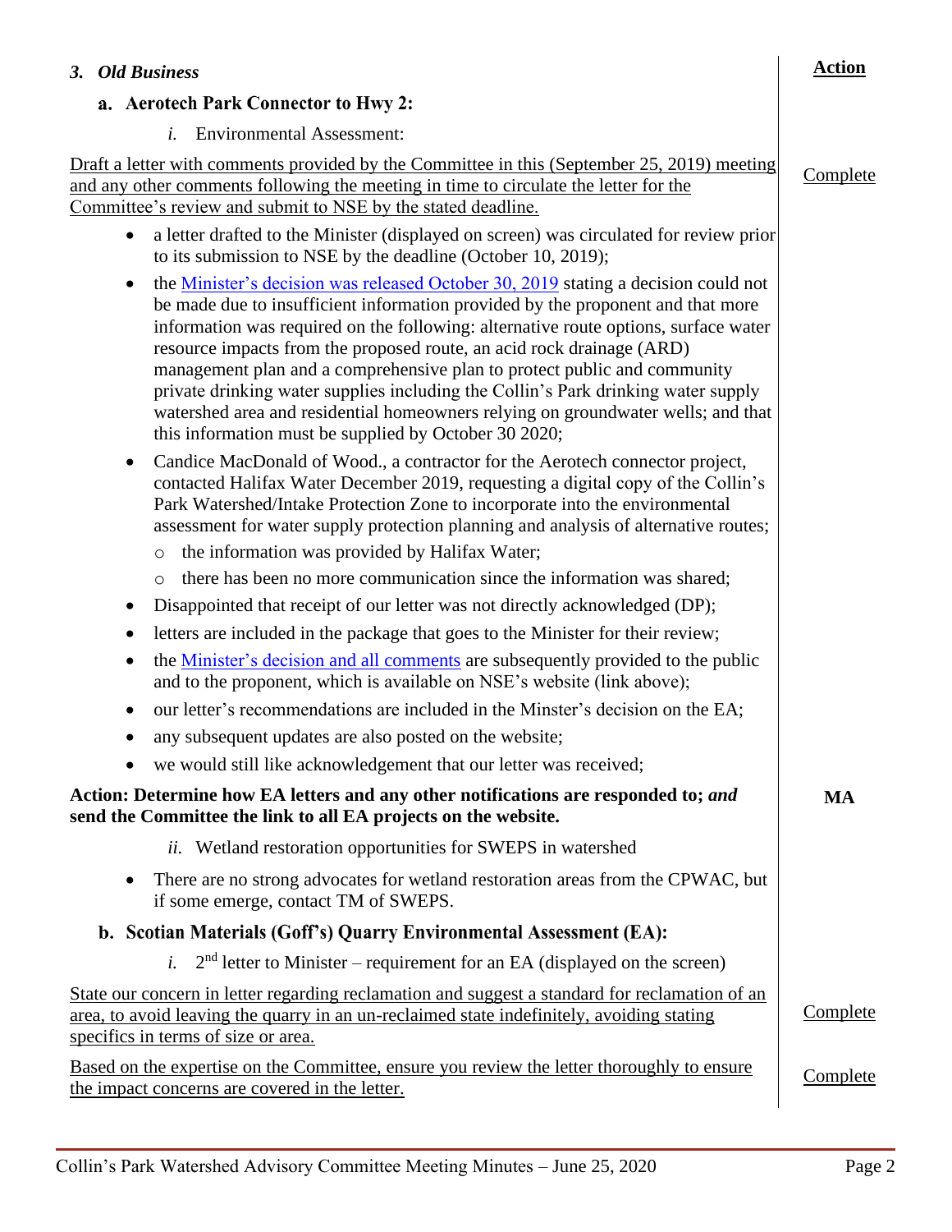## 3. *Old Business*

**Action**

### a. Aerotech Park Connector to Hwy 2:

*i.* Environmental Assessment:

Draft a letter with comments provided by the Committee in this (September 25, 2019) meeting and any other comments following the meeting in time to circulate the letter for the Committee's review and submit to NSE by the stated deadline. — Complete

- a letter drafted to the Minister (displayed on screen) was circulated for review prior to its submission to NSE by the deadline (October 10, 2019);
- the Minister's decision was released October 30, 2019 stating a decision could not be made due to insufficient information provided by the proponent and that more information was required on the following: alternative route options, surface water resource impacts from the proposed route, an acid rock drainage (ARD) management plan and a comprehensive plan to protect public and community private drinking water supplies including the Collin's Park drinking water supply watershed area and residential homeowners relying on groundwater wells; and that this information must be supplied by October 30 2020;
- Candice MacDonald of Wood., a contractor for the Aerotech connector project, contacted Halifax Water December 2019, requesting a digital copy of the Collin's Park Watershed/Intake Protection Zone to incorporate into the environmental assessment for water supply protection planning and analysis of alternative routes;
  - the information was provided by Halifax Water;
  - there has been no more communication since the information was shared;
- Disappointed that receipt of our letter was not directly acknowledged (DP);
- letters are included in the package that goes to the Minister for their review;
- the Minister's decision and all comments are subsequently provided to the public and to the proponent, which is available on NSE's website (link above);
- our letter's recommendations are included in the Minster's decision on the EA;
- any subsequent updates are also posted on the website;
- we would still like acknowledgement that our letter was received;

**Action: Determine how EA letters and any other notifications are responded to; *and* send the Committee the link to all EA projects on the website.** — **MA**

*ii.* Wetland restoration opportunities for SWEPS in watershed

- There are no strong advocates for wetland restoration areas from the CPWAC, but if some emerge, contact TM of SWEPS.

### b. Scotian Materials (Goff's) Quarry Environmental Assessment (EA):

*i.* 2nd letter to Minister – requirement for an EA (displayed on the screen)

State our concern in letter regarding reclamation and suggest a standard for reclamation of an area, to avoid leaving the quarry in an un-reclaimed state indefinitely, avoiding stating specifics in terms of size or area. — Complete

Based on the expertise on the Committee, ensure you review the letter thoroughly to ensure the impact concerns are covered in the letter. — Complete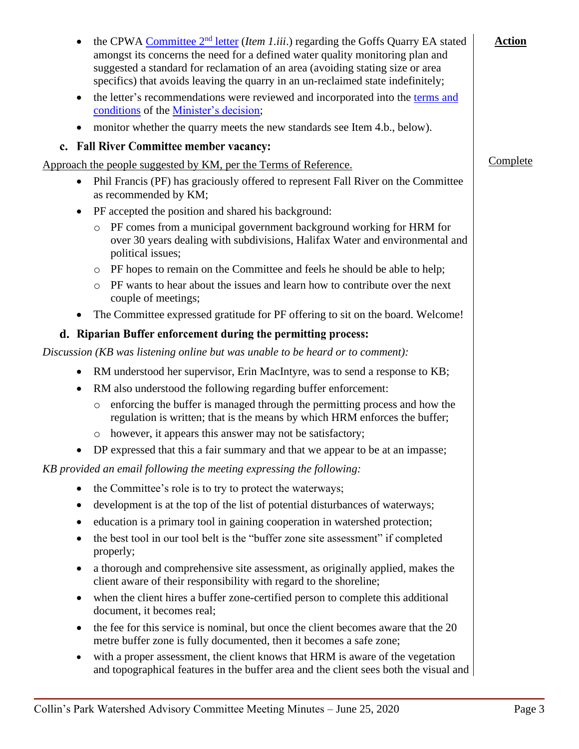- the CPWA Committee 2nd letter (*Item 1.iii*.) regarding the Goffs Quarry EA stated amongst its concerns the need for a defined water quality monitoring plan and suggested a standard for reclamation of an area (avoiding stating size or area specifics) that avoids leaving the quarry in an un-reclaimed state indefinitely;
- the letter's recommendations were reviewed and incorporated into the terms and conditions of the Minister's decision;
- monitor whether the quarry meets the new standards see Item 4.b., below).

**Action**

### c. Fall River Committee member vacancy:

Approach the people suggested by KM, per the Terms of Reference.

Complete

- Phil Francis (PF) has graciously offered to represent Fall River on the Committee as recommended by KM;
- PF accepted the position and shared his background:
  - PF comes from a municipal government background working for HRM for over 30 years dealing with subdivisions, Halifax Water and environmental and political issues;
  - PF hopes to remain on the Committee and feels he should be able to help;
  - PF wants to hear about the issues and learn how to contribute over the next couple of meetings;
- The Committee expressed gratitude for PF offering to sit on the board. Welcome!

### d. Riparian Buffer enforcement during the permitting process:

*Discussion (KB was listening online but was unable to be heard or to comment):*

- RM understood her supervisor, Erin MacIntyre, was to send a response to KB;
- RM also understood the following regarding buffer enforcement:
  - enforcing the buffer is managed through the permitting process and how the regulation is written; that is the means by which HRM enforces the buffer;
  - however, it appears this answer may not be satisfactory;
- DP expressed that this a fair summary and that we appear to be at an impasse;

*KB provided an email following the meeting expressing the following:*

- the Committee's role is to try to protect the waterways;
- development is at the top of the list of potential disturbances of waterways;
- education is a primary tool in gaining cooperation in watershed protection;
- the best tool in our tool belt is the "buffer zone site assessment" if completed properly;
- a thorough and comprehensive site assessment, as originally applied, makes the client aware of their responsibility with regard to the shoreline;
- when the client hires a buffer zone-certified person to complete this additional document, it becomes real;
- the fee for this service is nominal, but once the client becomes aware that the 20 metre buffer zone is fully documented, then it becomes a safe zone;
- with a proper assessment, the client knows that HRM is aware of the vegetation and topographical features in the buffer area and the client sees both the visual and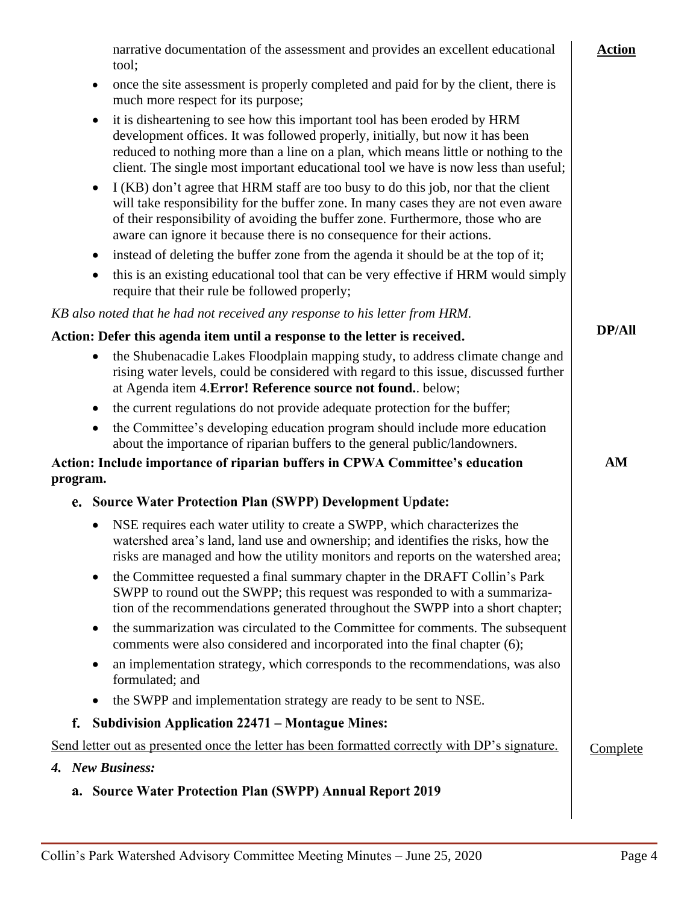narrative documentation of the assessment and provides an excellent educational tool;

**Action**

- once the site assessment is properly completed and paid for by the client, there is much more respect for its purpose;
- it is disheartening to see how this important tool has been eroded by HRM development offices. It was followed properly, initially, but now it has been reduced to nothing more than a line on a plan, which means little or nothing to the client. The single most important educational tool we have is now less than useful;
- I (KB) don't agree that HRM staff are too busy to do this job, nor that the client will take responsibility for the buffer zone. In many cases they are not even aware of their responsibility of avoiding the buffer zone. Furthermore, those who are aware can ignore it because there is no consequence for their actions.
- instead of deleting the buffer zone from the agenda it should be at the top of it;
- this is an existing educational tool that can be very effective if HRM would simply require that their rule be followed properly;

*KB also noted that he had not received any response to his letter from HRM.*

**Action: Defer this agenda item until a response to the letter is received.** — **DP/All**

- the Shubenacadie Lakes Floodplain mapping study, to address climate change and rising water levels, could be considered with regard to this issue, discussed further at Agenda item 4.**Error! Reference source not found.**. below;
- the current regulations do not provide adequate protection for the buffer;
- the Committee's developing education program should include more education about the importance of riparian buffers to the general public/landowners.

**Action: Include importance of riparian buffers in CPWA Committee's education program.** — **AM**

### e. Source Water Protection Plan (SWPP) Development Update:

- NSE requires each water utility to create a SWPP, which characterizes the watershed area's land, land use and ownership; and identifies the risks, how the risks are managed and how the utility monitors and reports on the watershed area;
- the Committee requested a final summary chapter in the DRAFT Collin's Park SWPP to round out the SWPP; this request was responded to with a summarization of the recommendations generated throughout the SWPP into a short chapter;
- the summarization was circulated to the Committee for comments. The subsequent comments were also considered and incorporated into the final chapter (6);
- an implementation strategy, which corresponds to the recommendations, was also formulated; and
- the SWPP and implementation strategy are ready to be sent to NSE.

### f. Subdivision Application 22471 – Montague Mines:

<u>Send letter out as presented once the letter has been formatted correctly with DP's signature.</u> — <u>Complete</u>

## *4. New Business:*

### a. Source Water Protection Plan (SWPP) Annual Report 2019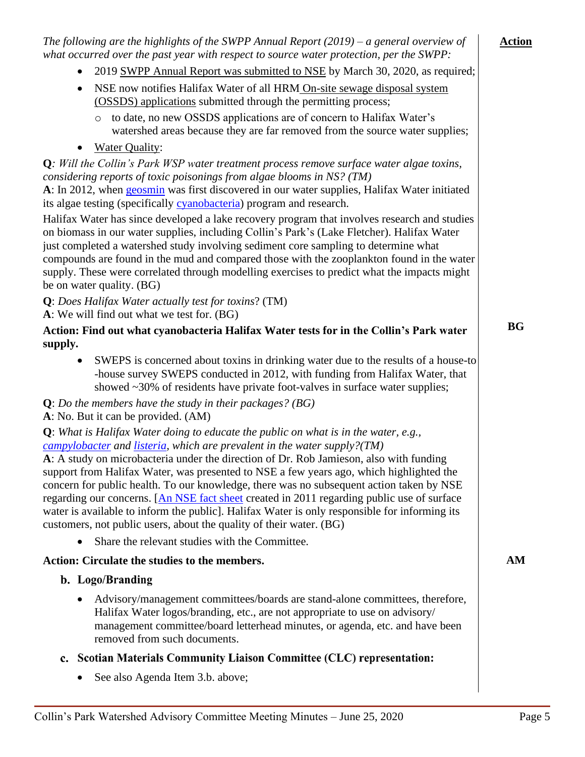*The following are the highlights of the SWPP Annual Report (2019) – a general overview of what occurred over the past year with respect to source water protection, per the SWPP:*

**Action**

- 2019 SWPP Annual Report was submitted to NSE by March 30, 2020, as required;
- NSE now notifies Halifax Water of all HRM On-site sewage disposal system (OSSDS) applications submitted through the permitting process;
  - to date, no new OSSDS applications are of concern to Halifax Water's watershed areas because they are far removed from the source water supplies;
- Water Quality:

**Q**: *Will the Collin's Park WSP water treatment process remove surface water algae toxins, considering reports of toxic poisonings from algae blooms in NS? (TM)*
**A**: In 2012, when geosmin was first discovered in our water supplies, Halifax Water initiated its algae testing (specifically cyanobacteria) program and research.

Halifax Water has since developed a lake recovery program that involves research and studies on biomass in our water supplies, including Collin's Park's (Lake Fletcher). Halifax Water just completed a watershed study involving sediment core sampling to determine what compounds are found in the mud and compared those with the zooplankton found in the water supply. These were correlated through modelling exercises to predict what the impacts might be on water quality. (BG)

**Q**: *Does Halifax Water actually test for toxins*? (TM)
**A**: We will find out what we test for. (BG)

**Action: Find out what cyanobacteria Halifax Water tests for in the Collin's Park water supply.** — **BG**

- SWEPS is concerned about toxins in drinking water due to the results of a house-to-house survey SWEPS conducted in 2012, with funding from Halifax Water, that showed ~30% of residents have private foot-valves in surface water supplies;

**Q**: *Do the members have the study in their packages? (BG)*
**A**: No. But it can be provided. (AM)

**Q**: *What is Halifax Water doing to educate the public on what is in the water, e.g., campylobacter and listeria, which are prevalent in the water supply?(TM)*
**A**: A study on microbacteria under the direction of Dr. Rob Jamieson, also with funding support from Halifax Water, was presented to NSE a few years ago, which highlighted the concern for public health. To our knowledge, there was no subsequent action taken by NSE regarding our concerns. [An NSE fact sheet created in 2011 regarding public use of surface water is available to inform the public]. Halifax Water is only responsible for informing its customers, not public users, about the quality of their water. (BG)

- Share the relevant studies with the Committee.

**Action: Circulate the studies to the members.** — **AM**

## b. Logo/Branding

- Advisory/management committees/boards are stand-alone committees, therefore, Halifax Water logos/branding, etc., are not appropriate to use on advisory/management committee/board letterhead minutes, or agenda, etc. and have been removed from such documents.

## c. Scotian Materials Community Liaison Committee (CLC) representation:

- See also Agenda Item 3.b. above;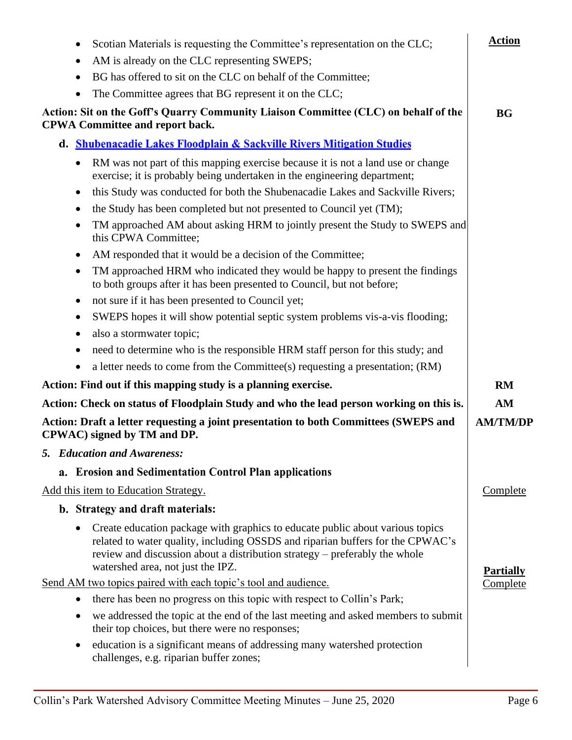| | Action |
|---|---|
| - Scotian Materials is requesting the Committee's representation on the CLC;<br>- AM is already on the CLC representing SWEPS;<br>- BG has offered to sit on the CLC on behalf of the Committee;<br>- The Committee agrees that BG represent it on the CLC; | |
| **Action: Sit on the Goff's Quarry Community Liaison Committee (CLC) on behalf of the CPWA Committee and report back.** | **BG** |
| **d. Shubenacadie Lakes Floodplain & Sackville Rivers Mitigation Studies** | |
| - RM was not part of this mapping exercise because it is not a land use or change exercise; it is probably being undertaken in the engineering department;<br>- this Study was conducted for both the Shubenacadie Lakes and Sackville Rivers;<br>- the Study has been completed but not presented to Council yet (TM);<br>- TM approached AM about asking HRM to jointly present the Study to SWEPS and this CPWA Committee;<br>- AM responded that it would be a decision of the Committee;<br>- TM approached HRM who indicated they would be happy to present the findings to both groups after it has been presented to Council, but not before;<br>- not sure if it has been presented to Council yet;<br>- SWEPS hopes it will show potential septic system problems vis-a-vis flooding;<br>- also a stormwater topic;<br>- need to determine who is the responsible HRM staff person for this study; and<br>- a letter needs to come from the Committee(s) requesting a presentation; (RM) | |
| **Action: Find out if this mapping study is a planning exercise.** | **RM** |
| **Action: Check on status of Floodplain Study and who the lead person working on this is.** | **AM** |
| **Action: Draft a letter requesting a joint presentation to both Committees (SWEPS and CPWAC) signed by TM and DP.** | **AM/TM/DP** |
| ***5. Education and Awareness:*** | |
| **a. Erosion and Sedimentation Control Plan applications** | |
| Add this item to Education Strategy. | Complete |
| **b. Strategy and draft materials:** | |
| - Create education package with graphics to educate public about various topics related to water quality, including OSSDS and riparian buffers for the CPWAC's review and discussion about a distribution strategy – preferably the whole watershed area, not just the IPZ. | |
| Send AM two topics paired with each topic's tool and audience. | **Partially** Complete |
| - there has been no progress on this topic with respect to Collin's Park;<br>- we addressed the topic at the end of the last meeting and asked members to submit their top choices, but there were no responses;<br>- education is a significant means of addressing many watershed protection challenges, e.g. riparian buffer zones; | |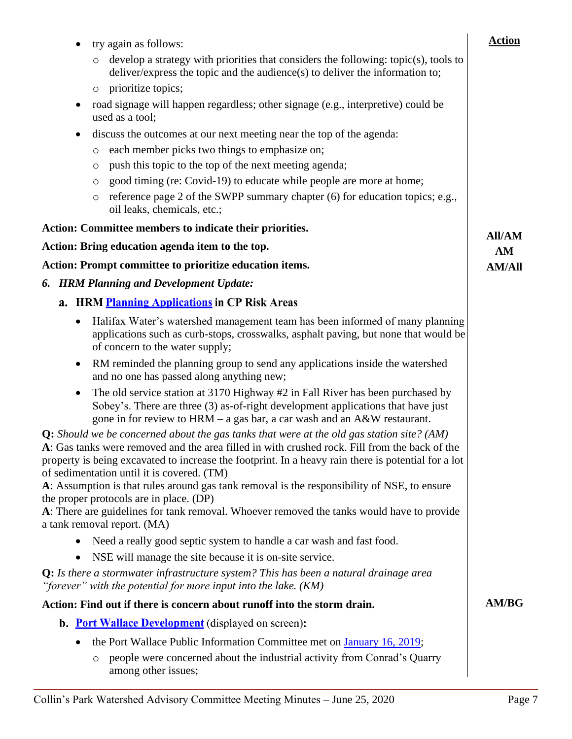- try again as follows:
  - develop a strategy with priorities that considers the following: topic(s), tools to deliver/express the topic and the audience(s) to deliver the information to;
  - prioritize topics;
- road signage will happen regardless; other signage (e.g., interpretive) could be used as a tool;
- discuss the outcomes at our next meeting near the top of the agenda:
  - each member picks two things to emphasize on;
  - push this topic to the top of the next meeting agenda;
  - good timing (re: Covid-19) to educate while people are more at home;
  - reference page 2 of the SWPP summary chapter (6) for education topics; e.g., oil leaks, chemicals, etc.;

| | Action |
|---|---|
| **Action: Committee members to indicate their priorities.** | **All/AM** |
| **Action: Bring education agenda item to the top.** | **AM** |
| **Action: Prompt committee to prioritize education items.** | **AM/All** |

### *6. HRM Planning and Development Update:*

#### a. HRM [Planning Applications]() in CP Risk Areas

- Halifax Water's watershed management team has been informed of many planning applications such as curb-stops, crosswalks, asphalt paving, but none that would be of concern to the water supply;
- RM reminded the planning group to send any applications inside the watershed and no one has passed along anything new;
- The old service station at 3170 Highway #2 in Fall River has been purchased by Sobey's. There are three (3) as-of-right development applications that have just gone in for review to HRM – a gas bar, a car wash and an A&W restaurant.

**Q:** *Should we be concerned about the gas tanks that were at the old gas station site? (AM)*
**A**: Gas tanks were removed and the area filled in with crushed rock. Fill from the back of the property is being excavated to increase the footprint. In a heavy rain there is potential for a lot of sedimentation until it is covered. (TM)
**A**: Assumption is that rules around gas tank removal is the responsibility of NSE, to ensure the proper protocols are in place. (DP)
**A**: There are guidelines for tank removal. Whoever removed the tanks would have to provide a tank removal report. (MA)

- Need a really good septic system to handle a car wash and fast food.
- NSE will manage the site because it is on-site service.

**Q:** *Is there a stormwater infrastructure system? This has been a natural drainage area "forever" with the potential for more input into the lake. (KM)*

| | |
|---|---|
| **Action: Find out if there is concern about runoff into the storm drain.** | **AM/BG** |

#### b. [Port Wallace Development]() (displayed on screen)**:**

- the Port Wallace Public Information Committee met on [January 16, 2019]();
  - people were concerned about the industrial activity from Conrad's Quarry among other issues;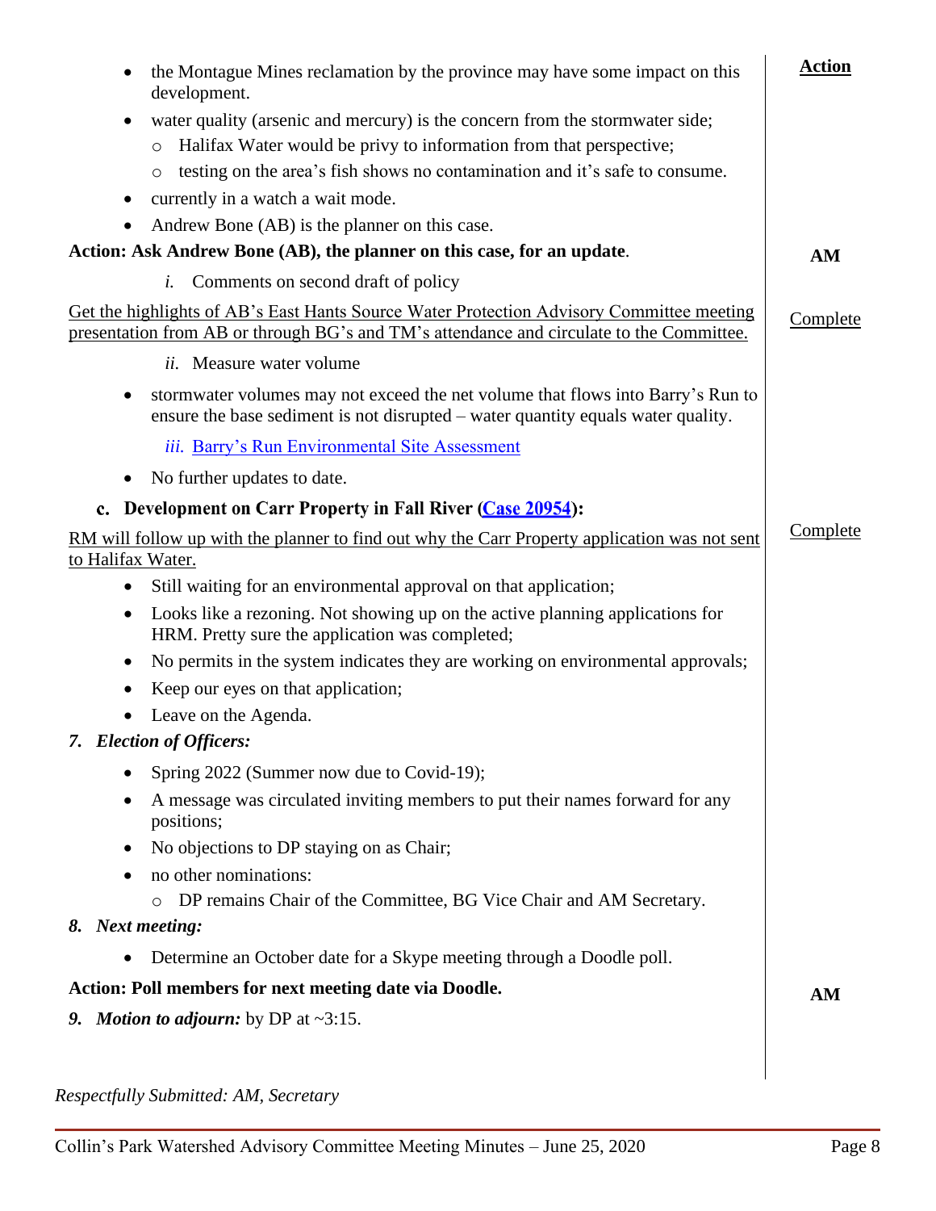- the Montague Mines reclamation by the province may have some impact on this development.
- water quality (arsenic and mercury) is the concern from the stormwater side;
  - Halifax Water would be privy to information from that perspective;
  - testing on the area's fish shows no contamination and it's safe to consume.
- currently in a watch a wait mode.
- Andrew Bone (AB) is the planner on this case.

**Action: Ask Andrew Bone (AB), the planner on this case, for an update**. — **AM**

*i.* Comments on second draft of policy

Get the highlights of AB's East Hants Source Water Protection Advisory Committee meeting presentation from AB or through BG's and TM's attendance and circulate to the Committee. — Complete

*ii.* Measure water volume

- stormwater volumes may not exceed the net volume that flows into Barry's Run to ensure the base sediment is not disrupted – water quantity equals water quality.

*iii.* Barry's Run Environmental Site Assessment

- No further updates to date.

**c. Development on Carr Property in Fall River (Case 20954):**

RM will follow up with the planner to find out why the Carr Property application was not sent to Halifax Water. — Complete

- Still waiting for an environmental approval on that application;
- Looks like a rezoning. Not showing up on the active planning applications for HRM. Pretty sure the application was completed;
- No permits in the system indicates they are working on environmental approvals;
- Keep our eyes on that application;
- Leave on the Agenda.

***7. Election of Officers:***

- Spring 2022 (Summer now due to Covid-19);
- A message was circulated inviting members to put their names forward for any positions;
- No objections to DP staying on as Chair;
- no other nominations:
  - DP remains Chair of the Committee, BG Vice Chair and AM Secretary.

***8. Next meeting:***

- Determine an October date for a Skype meeting through a Doodle poll.

**Action: Poll members for next meeting date via Doodle.** — **AM**

***9. Motion to adjourn:*** by DP at ~3:15.

*Respectfully Submitted: AM, Secretary*